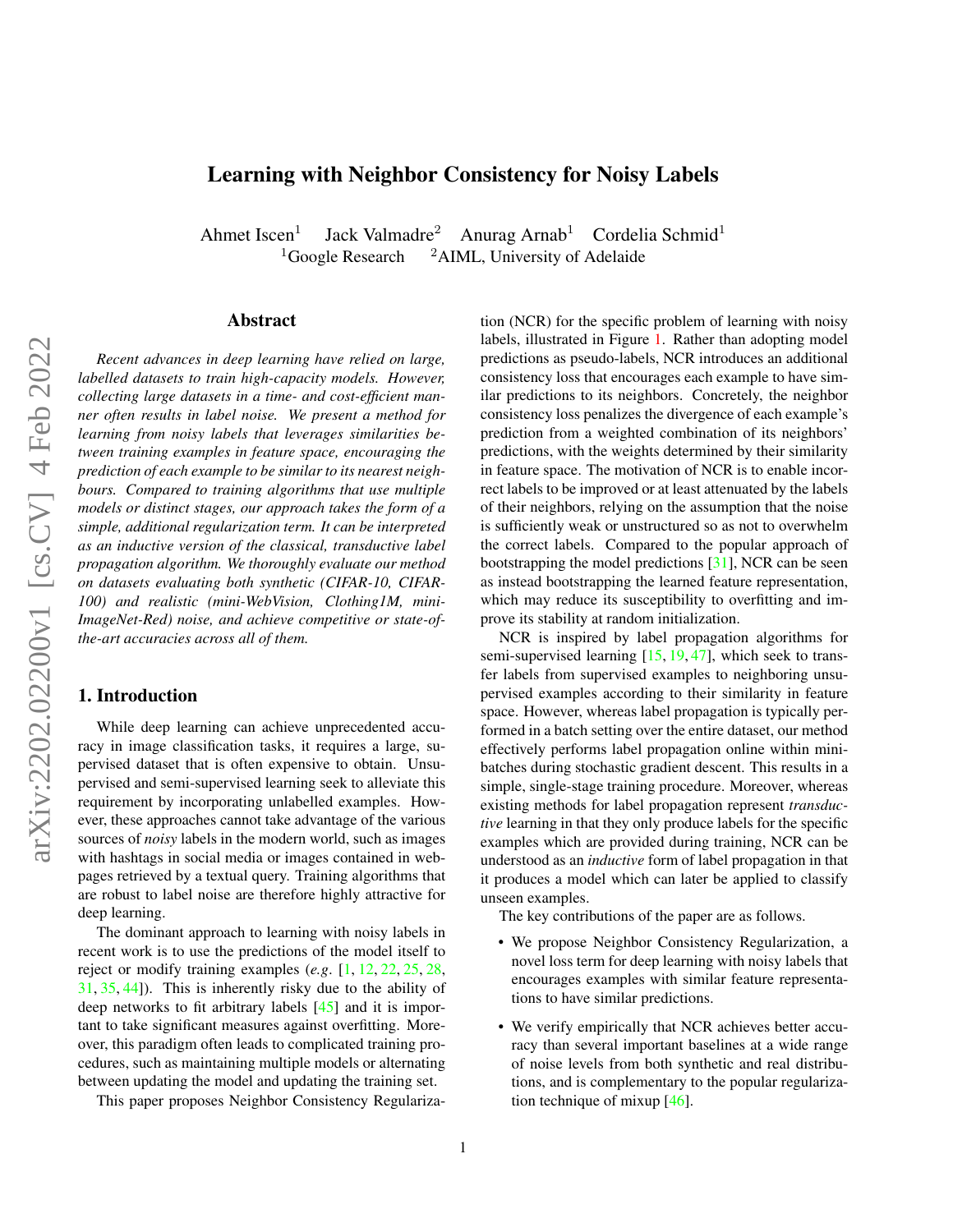# Learning with Neighbor Consistency for Noisy Labels

Ahmet Iscen[1] Jack Valmadre[2] Anurag Arnab[1] Cordelia Schmid[1]

[1]Google Research [2]AIML, University of Adelaide

## Abstract

*Recent advances in deep learning have relied on large, labelled datasets to train high-capacity models. However, collecting large datasets in a time- and cost-efficient manner often results in label noise. We present a method for learning from noisy labels that leverages similarities between training examples in feature space, encouraging the prediction of each example to be similar to its nearest neighbours. Compared to training algorithms that use multiple models or distinct stages, our approach takes the form of a simple, additional regularization term. It can be interpreted as an inductive version of the classical, transductive label propagation algorithm. We thoroughly evaluate our method on datasets evaluating both synthetic (CIFAR-10, CIFAR-100) and realistic (mini-WebVision, Clothing1M, mini-ImageNet-Red) noise, and achieve competitive or state-of-the-art accuracies across all of them.*

## 1. Introduction

While deep learning can achieve unprecedented accuracy in image classification tasks, it requires a large, supervised dataset that is often expensive to obtain. Unsupervised and semi-supervised learning seek to alleviate this requirement by incorporating unlabelled examples. However, these approaches cannot take advantage of the various sources of *noisy* labels in the modern world, such as images with hashtags in social media or images contained in webpages retrieved by a textual query. Training algorithms that are robust to label noise are therefore highly attractive for deep learning.

The dominant approach to learning with noisy labels in recent work is to use the predictions of the model itself to reject or modify training examples (*e.g*. [1, 12, 22, 25, 28, 31, 35, 44]). This is inherently risky due to the ability of deep networks to fit arbitrary labels [45] and it is important to take significant measures against overfitting. Moreover, this paradigm often leads to complicated training procedures, such as maintaining multiple models or alternating between updating the model and updating the training set.

This paper proposes Neighbor Consistency Regularization (NCR) for the specific problem of learning with noisy labels, illustrated in Figure 1. Rather than adopting model predictions as pseudo-labels, NCR introduces an additional consistency loss that encourages each example to have similar predictions to its neighbors. Concretely, the neighbor consistency loss penalizes the divergence of each example's prediction from a weighted combination of its neighbors' predictions, with the weights determined by their similarity in feature space. The motivation of NCR is to enable incorrect labels to be improved or at least attenuated by the labels of their neighbors, relying on the assumption that the noise is sufficiently weak or unstructured so as not to overwhelm the correct labels. Compared to the popular approach of bootstrapping the model predictions [31], NCR can be seen as instead bootstrapping the learned feature representation, which may reduce its susceptibility to overfitting and improve its stability at random initialization.

NCR is inspired by label propagation algorithms for semi-supervised learning [15, 19, 47], which seek to transfer labels from supervised examples to neighboring unsupervised examples according to their similarity in feature space. However, whereas label propagation is typically performed in a batch setting over the entire dataset, our method effectively performs label propagation online within mini-batches during stochastic gradient descent. This results in a simple, single-stage training procedure. Moreover, whereas existing methods for label propagation represent *transductive* learning in that they only produce labels for the specific examples which are provided during training, NCR can be understood as an *inductive* form of label propagation in that it produces a model which can later be applied to classify unseen examples.

The key contributions of the paper are as follows.

- We propose Neighbor Consistency Regularization, a novel loss term for deep learning with noisy labels that encourages examples with similar feature representations to have similar predictions.
- We verify empirically that NCR achieves better accuracy than several important baselines at a wide range of noise levels from both synthetic and real distributions, and is complementary to the popular regularization technique of mixup [46].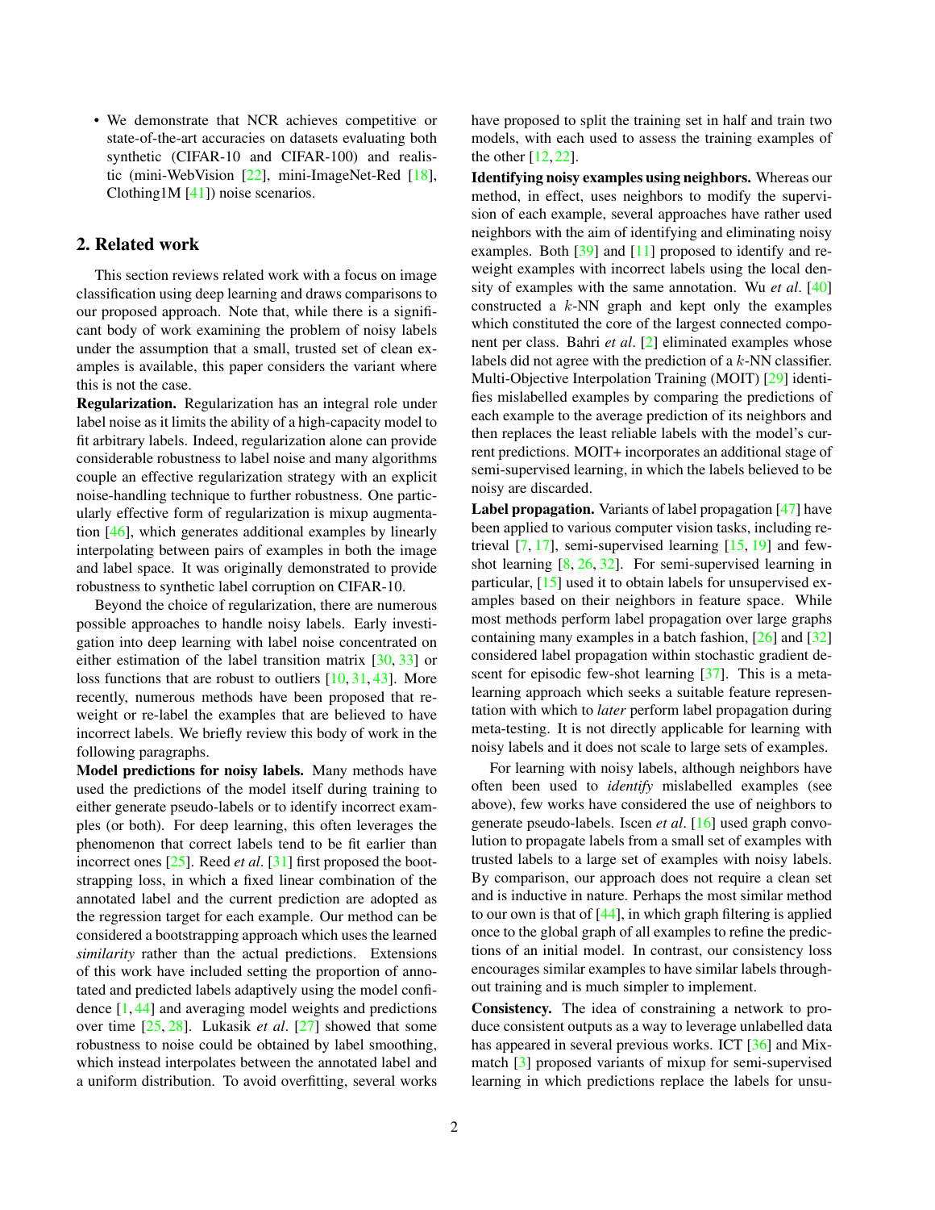- We demonstrate that NCR achieves competitive or state-of-the-art accuracies on datasets evaluating both synthetic (CIFAR-10 and CIFAR-100) and realistic (mini-WebVision [22], mini-ImageNet-Red [18], Clothing1M [41]) noise scenarios.

## 2. Related work

This section reviews related work with a focus on image classification using deep learning and draws comparisons to our proposed approach. Note that, while there is a significant body of work examining the problem of noisy labels under the assumption that a small, trusted set of clean examples is available, this paper considers the variant where this is not the case.

**Regularization.** Regularization has an integral role under label noise as it limits the ability of a high-capacity model to fit arbitrary labels. Indeed, regularization alone can provide considerable robustness to label noise and many algorithms couple an effective regularization strategy with an explicit noise-handling technique to further robustness. One particularly effective form of regularization is mixup augmentation [46], which generates additional examples by linearly interpolating between pairs of examples in both the image and label space. It was originally demonstrated to provide robustness to synthetic label corruption on CIFAR-10.

Beyond the choice of regularization, there are numerous possible approaches to handle noisy labels. Early investigation into deep learning with label noise concentrated on either estimation of the label transition matrix [30, 33] or loss functions that are robust to outliers [10, 31, 43]. More recently, numerous methods have been proposed that re-weight or re-label the examples that are believed to have incorrect labels. We briefly review this body of work in the following paragraphs.

**Model predictions for noisy labels.** Many methods have used the predictions of the model itself during training to either generate pseudo-labels or to identify incorrect examples (or both). For deep learning, this often leverages the phenomenon that correct labels tend to be fit earlier than incorrect ones [25]. Reed *et al*. [31] first proposed the bootstrapping loss, in which a fixed linear combination of the annotated label and the current prediction are adopted as the regression target for each example. Our method can be considered a bootstrapping approach which uses the learned *similarity* rather than the actual predictions. Extensions of this work have included setting the proportion of annotated and predicted labels adaptively using the model confidence [1, 44] and averaging model weights and predictions over time [25, 28]. Lukasik *et al*. [27] showed that some robustness to noise could be obtained by label smoothing, which instead interpolates between the annotated label and a uniform distribution. To avoid overfitting, several works have proposed to split the training set in half and train two models, with each used to assess the training examples of the other [12, 22].

**Identifying noisy examples using neighbors.** Whereas our method, in effect, uses neighbors to modify the supervision of each example, several approaches have rather used neighbors with the aim of identifying and eliminating noisy examples. Both [39] and [11] proposed to identify and re-weight examples with incorrect labels using the local density of examples with the same annotation. Wu *et al*. [40] constructed a $k$-NN graph and kept only the examples which constituted the core of the largest connected component per class. Bahri *et al*. [2] eliminated examples whose labels did not agree with the prediction of a $k$-NN classifier. Multi-Objective Interpolation Training (MOIT) [29] identifies mislabelled examples by comparing the predictions of each example to the average prediction of its neighbors and then replaces the least reliable labels with the model's current predictions. MOIT+ incorporates an additional stage of semi-supervised learning, in which the labels believed to be noisy are discarded.

**Label propagation.** Variants of label propagation [47] have been applied to various computer vision tasks, including retrieval [7, 17], semi-supervised learning [15, 19] and few-shot learning [8, 26, 32]. For semi-supervised learning in particular, [15] used it to obtain labels for unsupervised examples based on their neighbors in feature space. While most methods perform label propagation over large graphs containing many examples in a batch fashion, [26] and [32] considered label propagation within stochastic gradient descent for episodic few-shot learning [37]. This is a meta-learning approach which seeks a suitable feature representation with which to *later* perform label propagation during meta-testing. It is not directly applicable for learning with noisy labels and it does not scale to large sets of examples.

For learning with noisy labels, although neighbors have often been used to *identify* mislabelled examples (see above), few works have considered the use of neighbors to generate pseudo-labels. Iscen *et al*. [16] used graph convolution to propagate labels from a small set of examples with trusted labels to a large set of examples with noisy labels. By comparison, our approach does not require a clean set and is inductive in nature. Perhaps the most similar method to our own is that of [44], in which graph filtering is applied once to the global graph of all examples to refine the predictions of an initial model. In contrast, our consistency loss encourages similar examples to have similar labels throughout training and is much simpler to implement.

**Consistency.** The idea of constraining a network to produce consistent outputs as a way to leverage unlabelled data has appeared in several previous works. ICT [36] and Mixmatch [3] proposed variants of mixup for semi-supervised learning in which predictions replace the labels for unsu-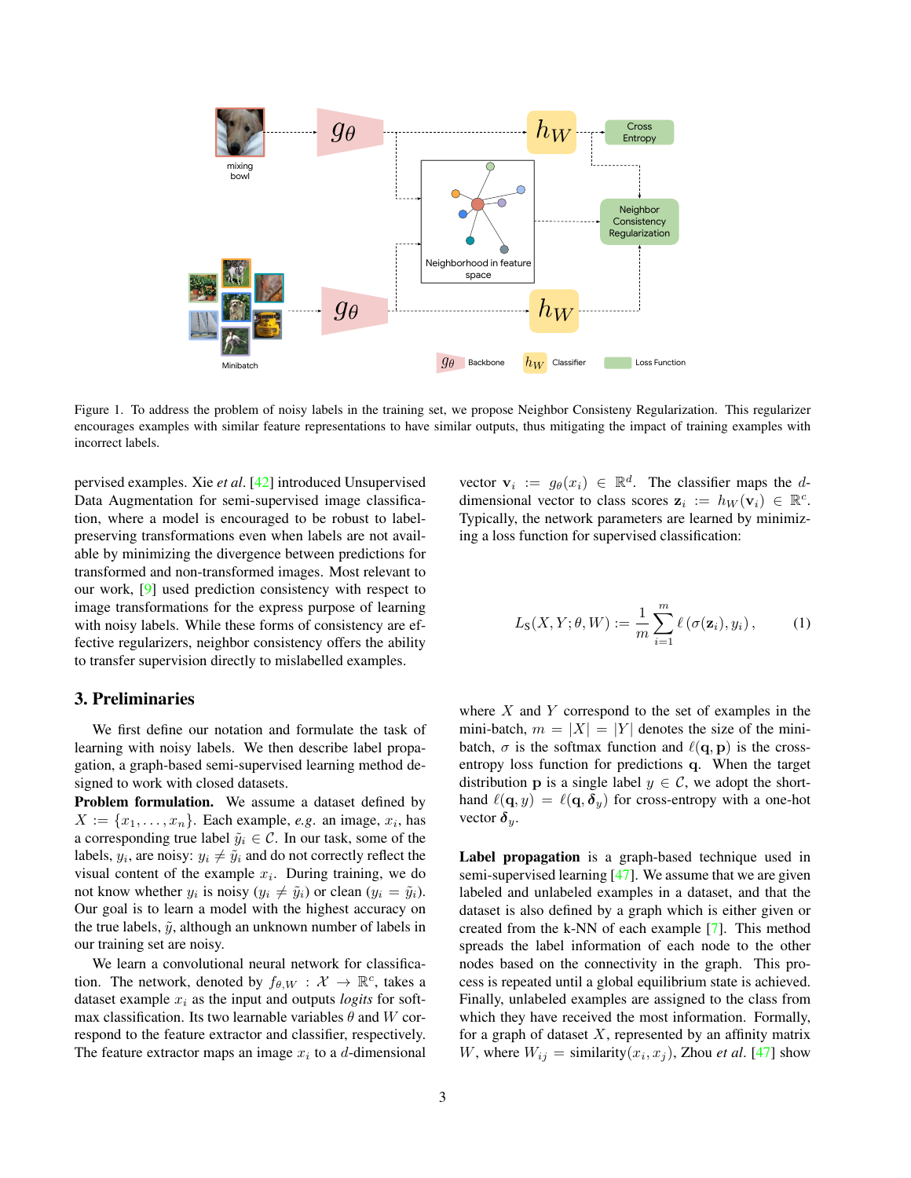Figure 1. To address the problem of noisy labels in the training set, we propose Neighbor Consisteny Regularization. This regularizer encourages examples with similar feature representations to have similar outputs, thus mitigating the impact of training examples with incorrect labels.

pervised examples. Xie *et al*. [42] introduced Unsupervised Data Augmentation for semi-supervised image classification, where a model is encouraged to be robust to label-preserving transformations even when labels are not available by minimizing the divergence between predictions for transformed and non-transformed images. Most relevant to our work, [9] used prediction consistency with respect to image transformations for the express purpose of learning with noisy labels. While these forms of consistency are effective regularizers, neighbor consistency offers the ability to transfer supervision directly to mislabelled examples.

## 3. Preliminaries

We first define our notation and formulate the task of learning with noisy labels. We then describe label propagation, a graph-based semi-supervised learning method designed to work with closed datasets.

**Problem formulation.** We assume a dataset defined by $X := \{x_1, \dots, x_n\}$. Each example, *e.g*. an image, $x_i$, has a corresponding true label $\tilde{y}_i \in \mathcal{C}$. In our task, some of the labels, $y_i$, are noisy: $y_i \neq \tilde{y}_i$ and do not correctly reflect the visual content of the example $x_i$. During training, we do not know whether $y_i$ is noisy ($y_i \neq \tilde{y}_i$) or clean ($y_i = \tilde{y}_i$). Our goal is to learn a model with the highest accuracy on the true labels, $\tilde{y}$, although an unknown number of labels in our training set are noisy.

We learn a convolutional neural network for classification. The network, denoted by $f_{\theta,W} : \mathcal{X} \rightarrow \mathbb{R}^c$, takes a dataset example $x_i$ as the input and outputs *logits* for softmax classification. Its two learnable variables $\theta$ and $W$ correspond to the feature extractor and classifier, respectively. The feature extractor maps an image $x_i$ to a $d$-dimensional vector $\mathbf{v}_i := g_\theta(x_i) \in \mathbb{R}^d$. The classifier maps the $d$-dimensional vector to class scores $\mathbf{z}_i := h_W(\mathbf{v}_i) \in \mathbb{R}^c$. Typically, the network parameters are learned by minimizing a loss function for supervised classification:

$$L_{\text{S}}(X, Y; \theta, W) := \frac{1}{m} \sum_{i=1}^{m} \ell\left(\sigma(\mathbf{z}_i), y_i\right), \tag{1}$$

where $X$ and $Y$ correspond to the set of examples in the mini-batch, $m = |X| = |Y|$ denotes the size of the mini-batch, $\sigma$ is the softmax function and $\ell(\mathbf{q}, \mathbf{p})$ is the cross-entropy loss function for predictions $\mathbf{q}$. When the target distribution $\mathbf{p}$ is a single label $y \in \mathcal{C}$, we adopt the shorthand $\ell(\mathbf{q}, y) = \ell(\mathbf{q}, \boldsymbol{\delta}_y)$ for cross-entropy with a one-hot vector $\boldsymbol{\delta}_y$.

**Label propagation** is a graph-based technique used in semi-supervised learning [47]. We assume that we are given labeled and unlabeled examples in a dataset, and that the dataset is also defined by a graph which is either given or created from the k-NN of each example [7]. This method spreads the label information of each node to the other nodes based on the connectivity in the graph. This process is repeated until a global equilibrium state is achieved. Finally, unlabeled examples are assigned to the class from which they have received the most information. Formally, for a graph of dataset $X$, represented by an affinity matrix $W$, where $W_{ij} = \text{similarity}(x_i, x_j)$, Zhou *et al*. [47] show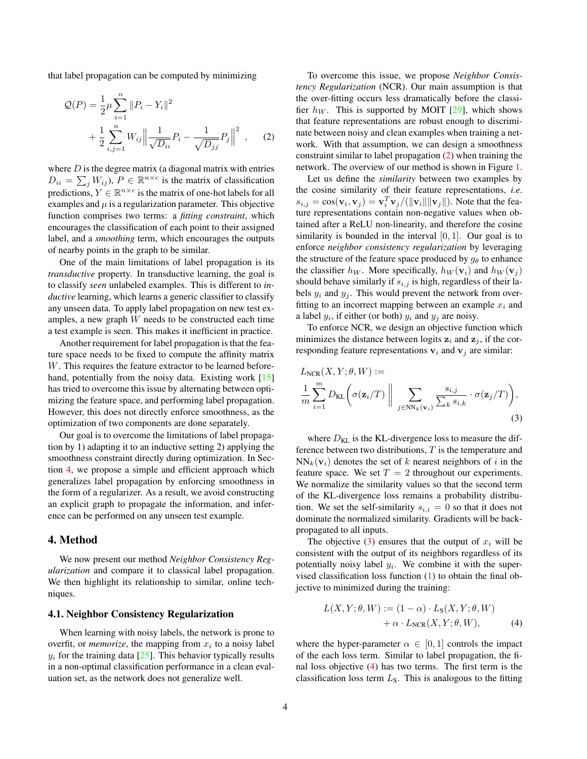that label propagation can be computed by minimizing

$$\mathcal{Q}(P) = \frac{1}{2}\mu \sum_{i=1}^{n} \|P_i - Y_i\|^2 + \frac{1}{2}\sum_{i,j=1}^{n} W_{ij}\Big\| \frac{1}{\sqrt{D_{ii}}}P_i - \frac{1}{\sqrt{D_{jj}}}P_j \Big\|^2 , \quad (2)$$

where $D$ is the degree matrix (a diagonal matrix with entries $D_{ii} = \sum_j W_{ij}$), $P \in \mathbb{R}^{n \times c}$ is the matrix of classification predictions, $Y \in \mathbb{R}^{n \times c}$ is the matrix of one-hot labels for all examples and $\mu$ is a regularization parameter. This objective function comprises two terms: a *fitting constraint*, which encourages the classification of each point to their assigned label, and a *smoothing* term, which encourages the outputs of nearby points in the graph to be similar.

One of the main limitations of label propagation is its *transductive* property. In transductive learning, the goal is to classify *seen* unlabeled examples. This is different to *inductive* learning, which learns a generic classifier to classify any unseen data. To apply label propagation on new test examples, a new graph $W$ needs to be constructed each time a test example is seen. This makes it inefficient in practice.

Another requirement for label propagation is that the feature space needs to be fixed to compute the affinity matrix $W$. This requires the feature extractor to be learned beforehand, potentially from the noisy data. Existing work [15] has tried to overcome this issue by alternating between optimizing the feature space, and performing label propagation. However, this does not directly enforce smoothness, as the optimization of two components are done separately.

Our goal is to overcome the limitations of label propagation by 1) adapting it to an inductive setting 2) applying the smoothness constraint directly during optimization. In Section 4, we propose a simple and efficient approach which generalizes label propagation by enforcing smoothness in the form of a regularizer. As a result, we avoid constructing an explicit graph to propagate the information, and inference can be performed on any unseen test example.

## 4. Method

We now present our method *Neighbor Consistency Regularization* and compare it to classical label propagation. We then highlight its relationship to similar, online techniques.

### 4.1. Neighbor Consistency Regularization

When learning with noisy labels, the network is prone to overfit, or *memorize*, the mapping from $x_i$ to a noisy label $y_i$ for the training data [25]. This behavior typically results in a non-optimal classification performance in a clean evaluation set, as the network does not generalize well.

To overcome this issue, we propose *Neighbor Consistency Regularization* (NCR). Our main assumption is that the over-fitting occurs less dramatically before the classifier $h_W$. This is supported by MOIT [29], which shows that feature representations are robust enough to discriminate between noisy and clean examples when training a network. With that assumption, we can design a smoothness constraint similar to label propagation (2) when training the network. The overview of our method is shown in Figure 1.

Let us define the *similarity* between two examples by the cosine similarity of their feature representations, *i.e*. $s_{i,j} = \cos(\mathbf{v}_i, \mathbf{v}_j) = \mathbf{v}_i^T\mathbf{v}_j / (\|\mathbf{v}_i\|\|\mathbf{v}_j\|)$. Note that the feature representations contain non-negative values when obtained after a ReLU non-linearity, and therefore the cosine similarity is bounded in the interval $[0, 1]$. Our goal is to enforce *neighbor consistency regularization* by leveraging the structure of the feature space produced by $g_\theta$ to enhance the classifier $h_W$. More specifically, $h_W(\mathbf{v}_i)$ and $h_W(\mathbf{v}_j)$ should behave similarly if $s_{i,j}$ is high, regardless of their labels $y_i$ and $y_j$. This would prevent the network from overfitting to an incorrect mapping between an example $x_i$ and a label $y_i$, if either (or both) $y_i$ and $y_j$ are noisy.

To enforce NCR, we design an objective function which minimizes the distance between logits $\mathbf{z}_i$ and $\mathbf{z}_j$, if the corresponding feature representations $\mathbf{v}_i$ and $\mathbf{v}_j$ are similar:

$$L_{\text{NCR}}(X, Y; \theta, W) := \frac{1}{m}\sum_{i=1}^{m} D_{\text{KL}}\Bigg(\sigma(\mathbf{z}_i/T) \,\Bigg\|\, \sum_{j \in \text{NN}_k(\mathbf{v}_i)} \frac{s_{i,j}}{\sum_k s_{i,k}} \cdot \sigma(\mathbf{z}_j/T)\Bigg), \quad (3)$$

where $D_{\text{KL}}$ is the KL-divergence loss to measure the difference between two distributions, $T$ is the temperature and $\text{NN}_k(\mathbf{v}_i)$ denotes the set of $k$ nearest neighbors of $i$ in the feature space. We set $T = 2$ throughout our experiments. We normalize the similarity values so that the second term of the KL-divergence loss remains a probability distribution. We set the self-similarity $s_{i,i} = 0$ so that it does not dominate the normalized similarity. Gradients will be back-propagated to all inputs.

The objective (3) ensures that the output of $x_i$ will be consistent with the output of its neighbors regardless of its potentially noisy label $y_i$. We combine it with the supervised classification loss function (1) to obtain the final objective to minimized during the training:

$$L(X, Y; \theta, W) := (1 - \alpha) \cdot L_{\text{S}}(X, Y; \theta, W) + \alpha \cdot L_{\text{NCR}}(X, Y; \theta, W), \quad (4)$$

where the hyper-parameter $\alpha \in [0, 1]$ controls the impact of the each loss term. Similar to label propagation, the final loss objective (4) has two terms. The first term is the classification loss term $L_{\text{S}}$. This is analogous to the fitting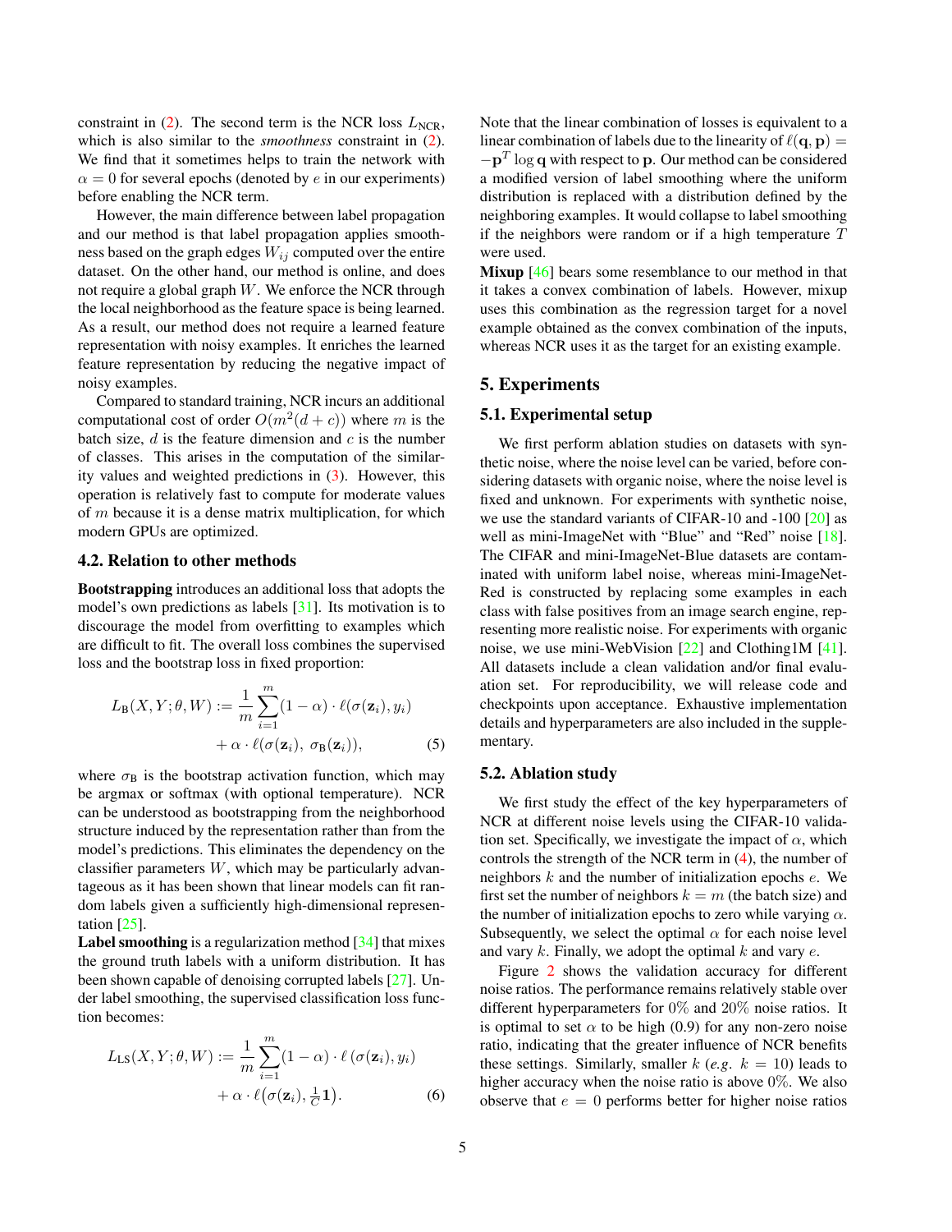constraint in (2). The second term is the NCR loss $L_{\text{NCR}}$, which is also similar to the *smoothness* constraint in (2). We find that it sometimes helps to train the network with $\alpha = 0$ for several epochs (denoted by $e$ in our experiments) before enabling the NCR term.

However, the main difference between label propagation and our method is that label propagation applies smoothness based on the graph edges $W_{ij}$ computed over the entire dataset. On the other hand, our method is online, and does not require a global graph $W$. We enforce the NCR through the local neighborhood as the feature space is being learned. As a result, our method does not require a learned feature representation with noisy examples. It enriches the learned feature representation by reducing the negative impact of noisy examples.

Compared to standard training, NCR incurs an additional computational cost of order $O(m^2(d+c))$ where $m$ is the batch size, $d$ is the feature dimension and $c$ is the number of classes. This arises in the computation of the similarity values and weighted predictions in (3). However, this operation is relatively fast to compute for moderate values of $m$ because it is a dense matrix multiplication, for which modern GPUs are optimized.

### 4.2. Relation to other methods

**Bootstrapping** introduces an additional loss that adopts the model's own predictions as labels [31]. Its motivation is to discourage the model from overfitting to examples which are difficult to fit. The overall loss combines the supervised loss and the bootstrap loss in fixed proportion:

$$L_{\text{B}}(X, Y; \theta, W) := \frac{1}{m}\sum_{i=1}^{m}(1-\alpha)\cdot \ell(\sigma(\mathbf{z}_i), y_i) + \alpha \cdot \ell(\sigma(\mathbf{z}_i),\ \sigma_{\text{B}}(\mathbf{z}_i)), \tag{5}$$

where $\sigma_{\text{B}}$ is the bootstrap activation function, which may be argmax or softmax (with optional temperature). NCR can be understood as bootstrapping from the neighborhood structure induced by the representation rather than from the model's predictions. This eliminates the dependency on the classifier parameters $W$, which may be particularly advantageous as it has been shown that linear models can fit random labels given a sufficiently high-dimensional representation [25].

**Label smoothing** is a regularization method [34] that mixes the ground truth labels with a uniform distribution. It has been shown capable of denoising corrupted labels [27]. Under label smoothing, the supervised classification loss function becomes:

$$L_{\text{LS}}(X, Y; \theta, W) := \frac{1}{m}\sum_{i=1}^{m}(1-\alpha)\cdot \ell\left(\sigma(\mathbf{z}_i), y_i\right) + \alpha \cdot \ell\big(\sigma(\mathbf{z}_i), \tfrac{1}{C}\mathbf{1}\big). \tag{6}$$

Note that the linear combination of losses is equivalent to a linear combination of labels due to the linearity of $\ell(\mathbf{q}, \mathbf{p}) = -\mathbf{p}^T \log \mathbf{q}$ with respect to $\mathbf{p}$. Our method can be considered a modified version of label smoothing where the uniform distribution is replaced with a distribution defined by the neighboring examples. It would collapse to label smoothing if the neighbors were random or if a high temperature $T$ were used.

**Mixup** [46] bears some resemblance to our method in that it takes a convex combination of labels. However, mixup uses this combination as the regression target for a novel example obtained as the convex combination of the inputs, whereas NCR uses it as the target for an existing example.

## 5. Experiments

### 5.1. Experimental setup

We first perform ablation studies on datasets with synthetic noise, where the noise level can be varied, before considering datasets with organic noise, where the noise level is fixed and unknown. For experiments with synthetic noise, we use the standard variants of CIFAR-10 and -100 [20] as well as mini-ImageNet with "Blue" and "Red" noise [18]. The CIFAR and mini-ImageNet-Blue datasets are contaminated with uniform label noise, whereas mini-ImageNet-Red is constructed by replacing some examples in each class with false positives from an image search engine, representing more realistic noise. For experiments with organic noise, we use mini-WebVision [22] and Clothing1M [41]. All datasets include a clean validation and/or final evaluation set. For reproducibility, we will release code and checkpoints upon acceptance. Exhaustive implementation details and hyperparameters are also included in the supplementary.

### 5.2. Ablation study

We first study the effect of the key hyperparameters of NCR at different noise levels using the CIFAR-10 validation set. Specifically, we investigate the impact of $\alpha$, which controls the strength of the NCR term in (4), the number of neighbors $k$ and the number of initialization epochs $e$. We first set the number of neighbors $k = m$ (the batch size) and the number of initialization epochs to zero while varying $\alpha$. Subsequently, we select the optimal $\alpha$ for each noise level and vary $k$. Finally, we adopt the optimal $k$ and vary $e$.

Figure 2 shows the validation accuracy for different noise ratios. The performance remains relatively stable over different hyperparameters for 0% and 20% noise ratios. It is optimal to set $\alpha$ to be high (0.9) for any non-zero noise ratio, indicating that the greater influence of NCR benefits these settings. Similarly, smaller $k$ (*e.g.* $k = 10$) leads to higher accuracy when the noise ratio is above 0%. We also observe that $e = 0$ performs better for higher noise ratios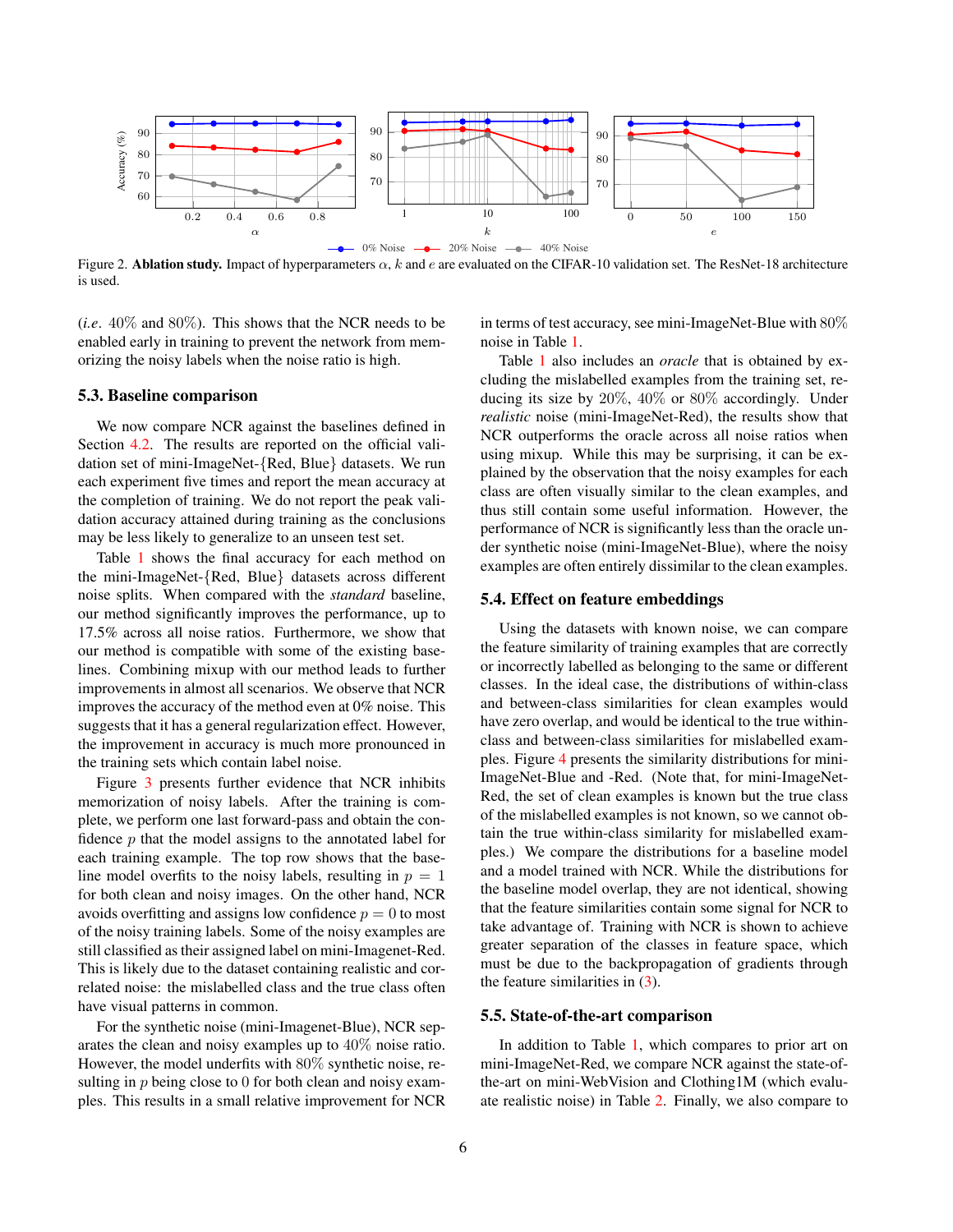Figure 2. **Ablation study.** Impact of hyperparameters $\alpha$, $k$ and $e$ are evaluated on the CIFAR-10 validation set. The ResNet-18 architecture is used.

(*i.e*. 40% and 80%). This shows that the NCR needs to be enabled early in training to prevent the network from memorizing the noisy labels when the noise ratio is high.

### 5.3. Baseline comparison

We now compare NCR against the baselines defined in Section 4.2. The results are reported on the official validation set of mini-ImageNet-{Red, Blue} datasets. We run each experiment five times and report the mean accuracy at the completion of training. We do not report the peak validation accuracy attained during training as the conclusions may be less likely to generalize to an unseen test set.

Table 1 shows the final accuracy for each method on the mini-ImageNet-{Red, Blue} datasets across different noise splits. When compared with the *standard* baseline, our method significantly improves the performance, up to 17.5% across all noise ratios. Furthermore, we show that our method is compatible with some of the existing baselines. Combining mixup with our method leads to further improvements in almost all scenarios. We observe that NCR improves the accuracy of the method even at 0% noise. This suggests that it has a general regularization effect. However, the improvement in accuracy is much more pronounced in the training sets which contain label noise.

Figure 3 presents further evidence that NCR inhibits memorization of noisy labels. After the training is complete, we perform one last forward-pass and obtain the confidence $p$ that the model assigns to the annotated label for each training example. The top row shows that the baseline model overfits to the noisy labels, resulting in $p = 1$ for both clean and noisy images. On the other hand, NCR avoids overfitting and assigns low confidence $p = 0$ to most of the noisy training labels. Some of the noisy examples are still classified as their assigned label on mini-Imagenet-Red. This is likely due to the dataset containing realistic and correlated noise: the mislabelled class and the true class often have visual patterns in common.

For the synthetic noise (mini-Imagenet-Blue), NCR separates the clean and noisy examples up to 40% noise ratio. However, the model underfits with 80% synthetic noise, resulting in $p$ being close to 0 for both clean and noisy examples. This results in a small relative improvement for NCR in terms of test accuracy, see mini-ImageNet-Blue with 80% noise in Table 1.

Table 1 also includes an *oracle* that is obtained by excluding the mislabelled examples from the training set, reducing its size by 20%, 40% or 80% accordingly. Under *realistic* noise (mini-ImageNet-Red), the results show that NCR outperforms the oracle across all noise ratios when using mixup. While this may be surprising, it can be explained by the observation that the noisy examples for each class are often visually similar to the clean examples, and thus still contain some useful information. However, the performance of NCR is significantly less than the oracle under synthetic noise (mini-ImageNet-Blue), where the noisy examples are often entirely dissimilar to the clean examples.

### 5.4. Effect on feature embeddings

Using the datasets with known noise, we can compare the feature similarity of training examples that are correctly or incorrectly labelled as belonging to the same or different classes. In the ideal case, the distributions of within-class and between-class similarities for clean examples would have zero overlap, and would be identical to the true within-class and between-class similarities for mislabelled examples. Figure 4 presents the similarity distributions for mini-ImageNet-Blue and -Red. (Note that, for mini-ImageNet-Red, the set of clean examples is known but the true class of the mislabelled examples is not known, so we cannot obtain the true within-class similarity for mislabelled examples.) We compare the distributions for a baseline model and a model trained with NCR. While the distributions for the baseline model overlap, they are not identical, showing that the feature similarities contain some signal for NCR to take advantage of. Training with NCR is shown to achieve greater separation of the classes in feature space, which must be due to the backpropagation of gradients through the feature similarities in (3).

### 5.5. State-of-the-art comparison

In addition to Table 1, which compares to prior art on mini-ImageNet-Red, we compare NCR against the state-of-the-art on mini-WebVision and Clothing1M (which evaluate realistic noise) in Table 2. Finally, we also compare to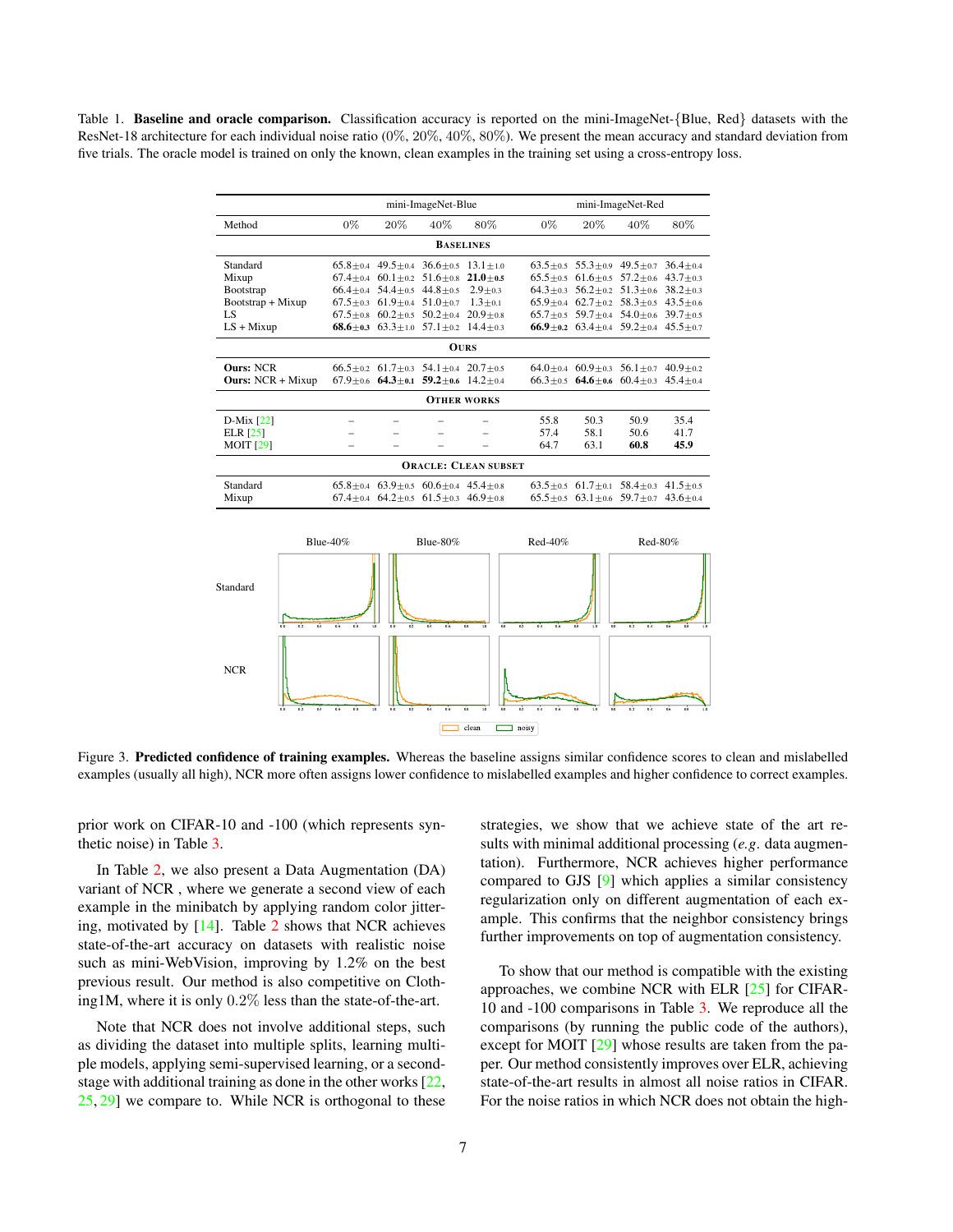Table 1. **Baseline and oracle comparison.** Classification accuracy is reported on the mini-ImageNet-{Blue, Red} datasets with the ResNet-18 architecture for each individual noise ratio (0%, 20%, 40%, 80%). We present the mean accuracy and standard deviation from five trials. The oracle model is trained on only the known, clean examples in the training set using a cross-entropy loss.

| | mini-ImageNet-Blue | | | | mini-ImageNet-Red | | | |
|---|---|---|---|---|---|---|---|---|
| Method | 0% | 20% | 40% | 80% | 0% | 20% | 40% | 80% |
| **BASELINES** | | | | | | | | |
| Standard | 65.8±0.4 | 49.5±0.4 | 36.6±0.5 | 13.1±1.0 | 63.5±0.5 | 55.3±0.9 | 49.5±0.7 | 36.4±0.4 |
| Mixup | 67.4±0.4 | 60.1±0.2 | 51.6±0.8 | **21.0±0.5** | 65.5±0.5 | 61.6±0.5 | 57.2±0.6 | 43.7±0.3 |
| Bootstrap | 66.4±0.4 | 54.4±0.5 | 44.8±0.5 | 2.9±0.3 | 64.3±0.3 | 56.2±0.2 | 51.3±0.6 | 38.2±0.3 |
| Bootstrap + Mixup | 67.5±0.3 | 61.9±0.4 | 51.0±0.7 | 1.3±0.1 | 65.9±0.4 | 62.7±0.2 | 58.3±0.5 | 43.5±0.6 |
| LS | 67.5±0.8 | 60.2±0.5 | 50.2±0.4 | 20.9±0.8 | 65.7±0.5 | 59.7±0.4 | 54.0±0.6 | 39.7±0.5 |
| LS + Mixup | **68.6±0.3** | 63.3±1.0 | 57.1±0.2 | 14.4±0.3 | **66.9±0.2** | 63.4±0.4 | 59.2±0.4 | 45.5±0.7 |
| **OURS** | | | | | | | | |
| **Ours:** NCR | 66.5±0.2 | 61.7±0.3 | 54.1±0.4 | 20.7±0.5 | 64.0±0.4 | 60.9±0.3 | 56.1±0.7 | 40.9±0.2 |
| **Ours:** NCR + Mixup | 67.9±0.6 | **64.3±0.1** | **59.2±0.6** | 14.2±0.4 | 66.3±0.5 | **64.6±0.6** | 60.4±0.3 | 45.4±0.4 |
| **OTHER WORKS** | | | | | | | | |
| D-Mix [22] | – | – | – | – | 55.8 | 50.3 | 50.9 | 35.4 |
| ELR [25] | – | – | – | – | 57.4 | 58.1 | 50.6 | 41.7 |
| MOIT [29] | – | – | – | – | 64.7 | 63.1 | **60.8** | **45.9** |
| **ORACLE: CLEAN SUBSET** | | | | | | | | |
| Standard | 65.8±0.4 | 63.9±0.5 | 60.6±0.4 | 45.4±0.8 | 63.5±0.5 | 61.7±0.1 | 58.4±0.3 | 41.5±0.5 |
| Mixup | 67.4±0.4 | 64.2±0.5 | 61.5±0.3 | 46.9±0.8 | 65.5±0.5 | 63.1±0.6 | 59.7±0.7 | 43.6±0.4 |

Figure 3. **Predicted confidence of training examples.** Whereas the baseline assigns similar confidence scores to clean and mislabelled examples (usually all high), NCR more often assigns lower confidence to mislabelled examples and higher confidence to correct examples.

prior work on CIFAR-10 and -100 (which represents synthetic noise) in Table 3.

In Table 2, we also present a Data Augmentation (DA) variant of NCR , where we generate a second view of each example in the minibatch by applying random color jittering, motivated by [14]. Table 2 shows that NCR achieves state-of-the-art accuracy on datasets with realistic noise such as mini-WebVision, improving by 1.2% on the best previous result. Our method is also competitive on Clothing1M, where it is only 0.2% less than the state-of-the-art.

Note that NCR does not involve additional steps, such as dividing the dataset into multiple splits, learning multiple models, applying semi-supervised learning, or a second-stage with additional training as done in the other works [22, 25, 29] we compare to. While NCR is orthogonal to these strategies, we show that we achieve state of the art results with minimal additional processing (*e.g.* data augmentation). Furthermore, NCR achieves higher performance compared to GJS [9] which applies a similar consistency regularization only on different augmentation of each example. This confirms that the neighbor consistency brings further improvements on top of augmentation consistency.

To show that our method is compatible with the existing approaches, we combine NCR with ELR [25] for CIFAR-10 and -100 comparisons in Table 3. We reproduce all the comparisons (by running the public code of the authors), except for MOIT [29] whose results are taken from the paper. Our method consistently improves over ELR, achieving state-of-the-art results in almost all noise ratios in CIFAR. For the noise ratios in which NCR does not obtain the high-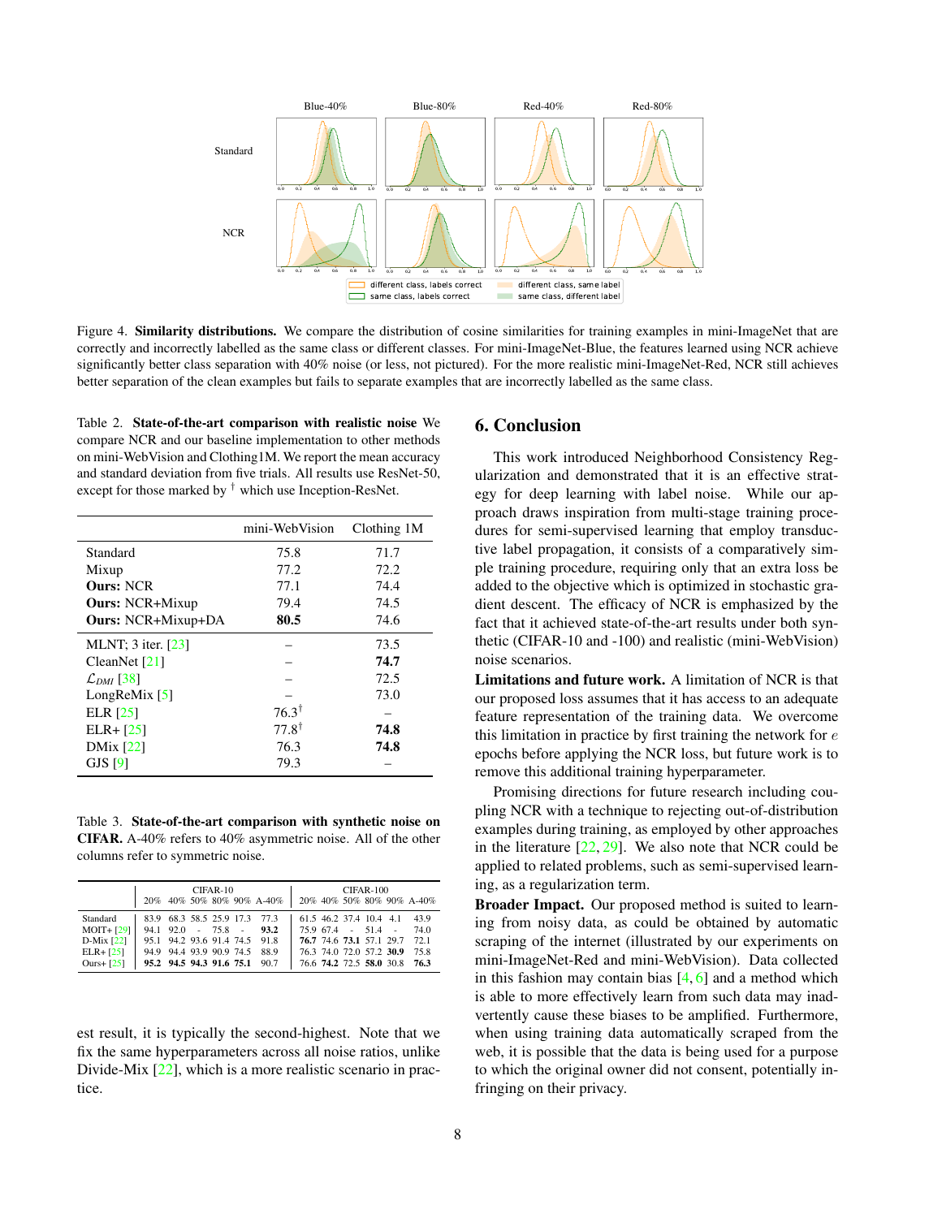Figure 4. **Similarity distributions.** We compare the distribution of cosine similarities for training examples in mini-ImageNet that are correctly and incorrectly labelled as the same class or different classes. For mini-ImageNet-Blue, the features learned using NCR achieve significantly better class separation with 40% noise (or less, not pictured). For the more realistic mini-ImageNet-Red, NCR still achieves better separation of the clean examples but fails to separate examples that are incorrectly labelled as the same class.

Table 2. **State-of-the-art comparison with realistic noise** We compare NCR and our baseline implementation to other methods on mini-WebVision and Clothing1M. We report the mean accuracy and standard deviation from five trials. All results use ResNet-50, except for those marked by † which use Inception-ResNet.

| | mini-WebVision | Clothing 1M |
|---|---|---|
| Standard | 75.8 | 71.7 |
| Mixup | 77.2 | 72.2 |
| **Ours:** NCR | 77.1 | 74.4 |
| **Ours:** NCR+Mixup | 79.4 | 74.5 |
| **Ours:** NCR+Mixup+DA | **80.5** | 74.6 |
| MLNT; 3 iter. [23] | – | 73.5 |
| CleanNet [21] | – | **74.7** |
| $\mathcal{L}_{DMI}$ [38] | – | 72.5 |
| LongReMix [5] | – | 73.0 |
| ELR [25] | 76.3† | – |
| ELR+ [25] | 77.8† | **74.8** |
| DMix [22] | 76.3 | **74.8** |
| GJS [9] | 79.3 | – |

Table 3. **State-of-the-art comparison with synthetic noise on CIFAR.** A-40% refers to 40% asymmetric noise. All of the other columns refer to symmetric noise.

| | CIFAR-10 | | | | | | CIFAR-100 | | | | | |
|---|---|---|---|---|---|---|---|---|---|---|---|---|
| | 20% | 40% | 50% | 80% | 90% | A-40% | 20% | 40% | 50% | 80% | 90% | A-40% |
| Standard | 83.9 | 68.3 | 58.5 | 25.9 | 17.3 | 77.3 | 61.5 | 46.2 | 37.4 | 10.4 | 4.1 | 43.9 |
| MOIT+ [29] | 94.1 | 92.0 | - | 75.8 | - | **93.2** | 75.9 | 67.4 | - | 51.4 | - | 74.0 |
| D-Mix [22] | 95.1 | 94.2 | 93.6 | 91.4 | 74.5 | 91.8 | **76.7** | 74.6 | **73.1** | 57.1 | 29.7 | 72.1 |
| ELR+ [25] | 94.9 | 94.4 | 93.9 | 90.9 | 74.5 | 88.9 | 76.3 | 74.0 | 72.0 | 57.2 | **30.9** | 75.8 |
| Ours+ [25] | **95.2** | **94.5** | **94.3** | **91.6** | **75.1** | 90.7 | 76.6 | **74.2** | 72.5 | **58.0** | 30.8 | **76.3** |

est result, it is typically the second-highest. Note that we fix the same hyperparameters across all noise ratios, unlike Divide-Mix [22], which is a more realistic scenario in practice.

## 6. Conclusion

This work introduced Neighborhood Consistency Regularization and demonstrated that it is an effective strategy for deep learning with label noise. While our approach draws inspiration from multi-stage training procedures for semi-supervised learning that employ transductive label propagation, it consists of a comparatively simple training procedure, requiring only that an extra loss be added to the objective which is optimized in stochastic gradient descent. The efficacy of NCR is emphasized by the fact that it achieved state-of-the-art results under both synthetic (CIFAR-10 and -100) and realistic (mini-WebVision) noise scenarios.

**Limitations and future work.** A limitation of NCR is that our proposed loss assumes that it has access to an adequate feature representation of the training data. We overcome this limitation in practice by first training the network for $e$ epochs before applying the NCR loss, but future work is to remove this additional training hyperparameter.

Promising directions for future research including coupling NCR with a technique to rejecting out-of-distribution examples during training, as employed by other approaches in the literature [22, 29]. We also note that NCR could be applied to related problems, such as semi-supervised learning, as a regularization term.

**Broader Impact.** Our proposed method is suited to learning from noisy data, as could be obtained by automatic scraping of the internet (illustrated by our experiments on mini-ImageNet-Red and mini-WebVision). Data collected in this fashion may contain bias [4, 6] and a method which is able to more effectively learn from such data may inadvertently cause these biases to be amplified. Furthermore, when using training data automatically scraped from the web, it is possible that the data is being used for a purpose to which the original owner did not consent, potentially infringing on their privacy.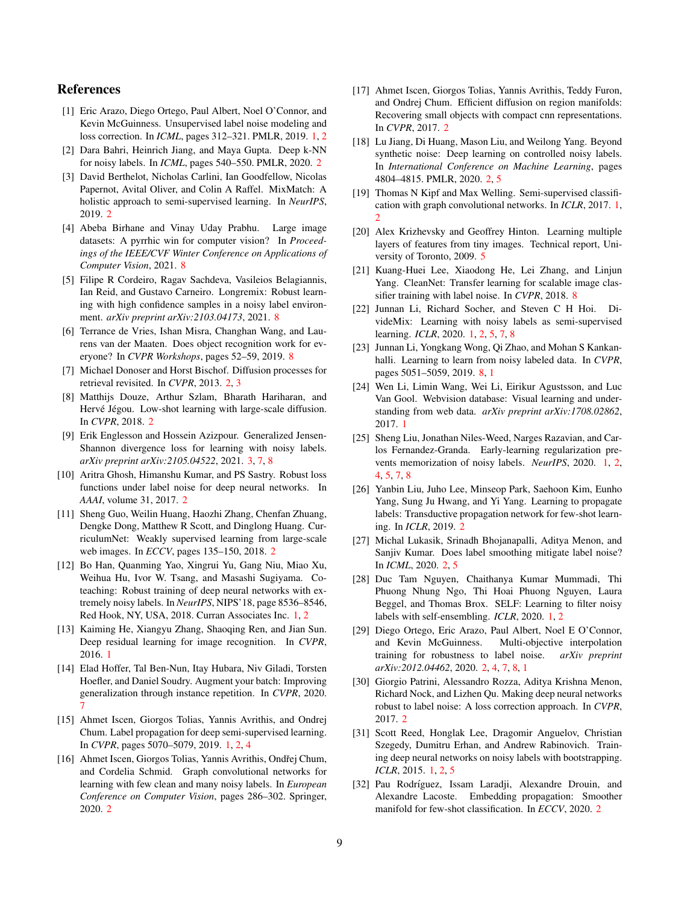## References

[1] Eric Arazo, Diego Ortego, Paul Albert, Noel O'Connor, and Kevin McGuinness. Unsupervised label noise modeling and loss correction. In *ICML*, pages 312–321. PMLR, 2019. 1, 2

[2] Dara Bahri, Heinrich Jiang, and Maya Gupta. Deep k-NN for noisy labels. In *ICML*, pages 540–550. PMLR, 2020. 2

[3] David Berthelot, Nicholas Carlini, Ian Goodfellow, Nicolas Papernot, Avital Oliver, and Colin A Raffel. MixMatch: A holistic approach to semi-supervised learning. In *NeurIPS*, 2019. 2

[4] Abeba Birhane and Vinay Uday Prabhu. Large image datasets: A pyrrhic win for computer vision? In *Proceedings of the IEEE/CVF Winter Conference on Applications of Computer Vision*, 2021. 8

[5] Filipe R Cordeiro, Ragav Sachdeva, Vasileios Belagiannis, Ian Reid, and Gustavo Carneiro. Longremix: Robust learning with high confidence samples in a noisy label environment. *arXiv preprint arXiv:2103.04173*, 2021. 8

[6] Terrance de Vries, Ishan Misra, Changhan Wang, and Laurens van der Maaten. Does object recognition work for everyone? In *CVPR Workshops*, pages 52–59, 2019. 8

[7] Michael Donoser and Horst Bischof. Diffusion processes for retrieval revisited. In *CVPR*, 2013. 2, 3

[8] Matthijs Douze, Arthur Szlam, Bharath Hariharan, and Hervé Jégou. Low-shot learning with large-scale diffusion. In *CVPR*, 2018. 2

[9] Erik Englesson and Hossein Azizpour. Generalized Jensen-Shannon divergence loss for learning with noisy labels. *arXiv preprint arXiv:2105.04522*, 2021. 3, 7, 8

[10] Aritra Ghosh, Himanshu Kumar, and PS Sastry. Robust loss functions under label noise for deep neural networks. In *AAAI*, volume 31, 2017. 2

[11] Sheng Guo, Weilin Huang, Haozhi Zhang, Chenfan Zhuang, Dengke Dong, Matthew R Scott, and Dinglong Huang. CurriculumNet: Weakly supervised learning from large-scale web images. In *ECCV*, pages 135–150, 2018. 2

[12] Bo Han, Quanming Yao, Xingrui Yu, Gang Niu, Miao Xu, Weihua Hu, Ivor W. Tsang, and Masashi Sugiyama. Co-teaching: Robust training of deep neural networks with extremely noisy labels. In *NeurIPS*, NIPS'18, page 8536–8546, Red Hook, NY, USA, 2018. Curran Associates Inc. 1, 2

[13] Kaiming He, Xiangyu Zhang, Shaoqing Ren, and Jian Sun. Deep residual learning for image recognition. In *CVPR*, 2016. 1

[14] Elad Hoffer, Tal Ben-Nun, Itay Hubara, Niv Giladi, Torsten Hoefler, and Daniel Soudry. Augment your batch: Improving generalization through instance repetition. In *CVPR*, 2020. 7

[15] Ahmet Iscen, Giorgos Tolias, Yannis Avrithis, and Ondrej Chum. Label propagation for deep semi-supervised learning. In *CVPR*, pages 5070–5079, 2019. 1, 2, 4

[16] Ahmet Iscen, Giorgos Tolias, Yannis Avrithis, Ondřej Chum, and Cordelia Schmid. Graph convolutional networks for learning with few clean and many noisy labels. In *European Conference on Computer Vision*, pages 286–302. Springer, 2020. 2

[17] Ahmet Iscen, Giorgos Tolias, Yannis Avrithis, Teddy Furon, and Ondrej Chum. Efficient diffusion on region manifolds: Recovering small objects with compact cnn representations. In *CVPR*, 2017. 2

[18] Lu Jiang, Di Huang, Mason Liu, and Weilong Yang. Beyond synthetic noise: Deep learning on controlled noisy labels. In *International Conference on Machine Learning*, pages 4804–4815. PMLR, 2020. 2, 5

[19] Thomas N Kipf and Max Welling. Semi-supervised classification with graph convolutional networks. In *ICLR*, 2017. 1, 2

[20] Alex Krizhevsky and Geoffrey Hinton. Learning multiple layers of features from tiny images. Technical report, University of Toronto, 2009. 5

[21] Kuang-Huei Lee, Xiaodong He, Lei Zhang, and Linjun Yang. CleanNet: Transfer learning for scalable image classifier training with label noise. In *CVPR*, 2018. 8

[22] Junnan Li, Richard Socher, and Steven C H Hoi. DivideMix: Learning with noisy labels as semi-supervised learning. *ICLR*, 2020. 1, 2, 5, 7, 8

[23] Junnan Li, Yongkang Wong, Qi Zhao, and Mohan S Kankanhalli. Learning to learn from noisy labeled data. In *CVPR*, pages 5051–5059, 2019. 8, 1

[24] Wen Li, Limin Wang, Wei Li, Eirikur Agustsson, and Luc Van Gool. Webvision database: Visual learning and understanding from web data. *arXiv preprint arXiv:1708.02862*, 2017. 1

[25] Sheng Liu, Jonathan Niles-Weed, Narges Razavian, and Carlos Fernandez-Granda. Early-learning regularization prevents memorization of noisy labels. *NeurIPS*, 2020. 1, 2, 4, 5, 7, 8

[26] Yanbin Liu, Juho Lee, Minseop Park, Saehoon Kim, Eunho Yang, Sung Ju Hwang, and Yi Yang. Learning to propagate labels: Transductive propagation network for few-shot learning. In *ICLR*, 2019. 2

[27] Michal Lukasik, Srinadh Bhojanapalli, Aditya Menon, and Sanjiv Kumar. Does label smoothing mitigate label noise? In *ICML*, 2020. 2, 5

[28] Duc Tam Nguyen, Chaithanya Kumar Mummadi, Thi Phuong Nhung Ngo, Thi Hoai Phuong Nguyen, Laura Beggel, and Thomas Brox. SELF: Learning to filter noisy labels with self-ensembling. *ICLR*, 2020. 1, 2

[29] Diego Ortego, Eric Arazo, Paul Albert, Noel E O'Connor, and Kevin McGuinness. Multi-objective interpolation training for robustness to label noise. *arXiv preprint arXiv:2012.04462*, 2020. 2, 4, 7, 8, 1

[30] Giorgio Patrini, Alessandro Rozza, Aditya Krishna Menon, Richard Nock, and Lizhen Qu. Making deep neural networks robust to label noise: A loss correction approach. In *CVPR*, 2017. 2

[31] Scott Reed, Honglak Lee, Dragomir Anguelov, Christian Szegedy, Dumitru Erhan, and Andrew Rabinovich. Training deep neural networks on noisy labels with bootstrapping. *ICLR*, 2015. 1, 2, 5

[32] Pau Rodríguez, Issam Laradji, Alexandre Drouin, and Alexandre Lacoste. Embedding propagation: Smoother manifold for few-shot classification. In *ECCV*, 2020. 2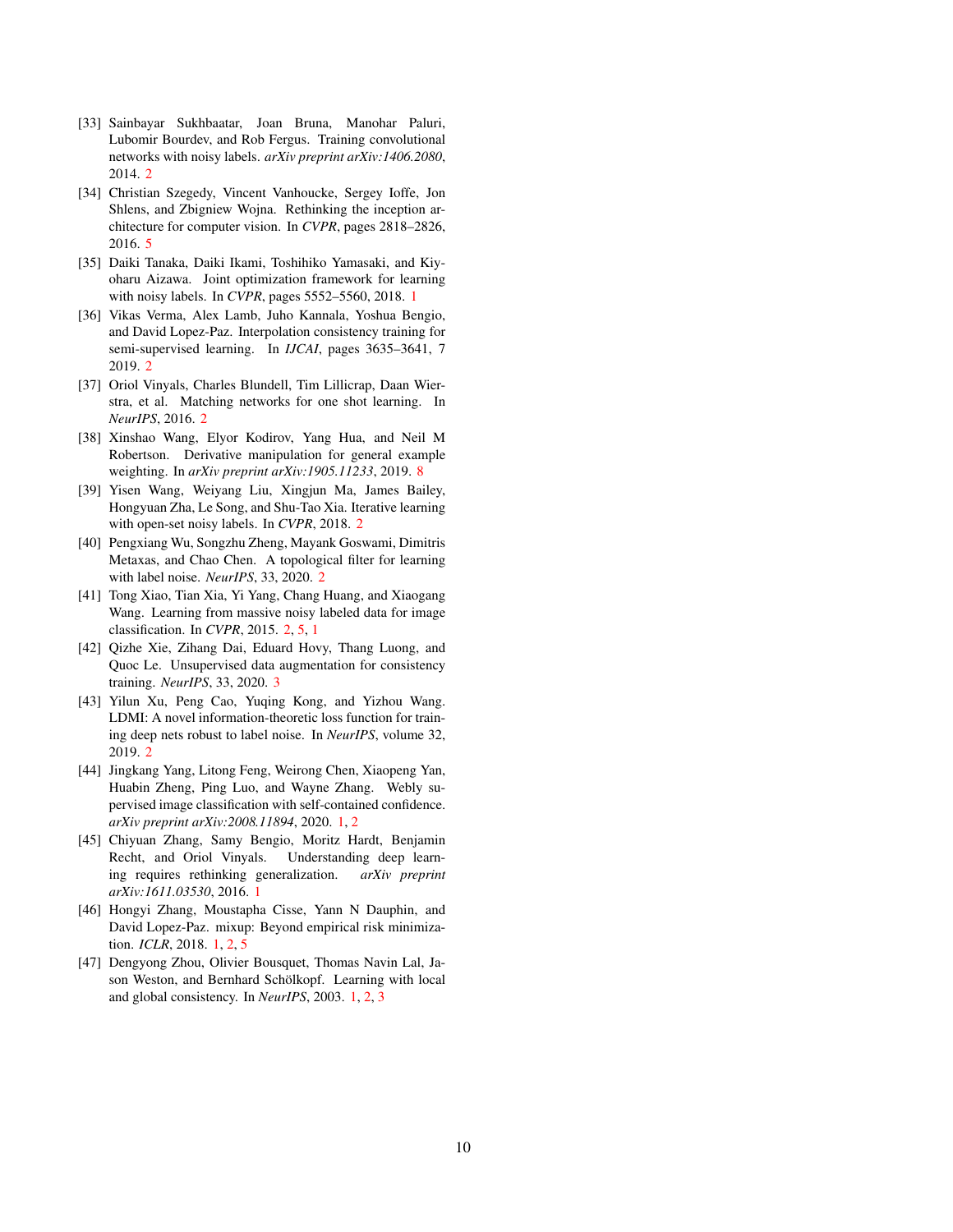[33] Sainbayar Sukhbaatar, Joan Bruna, Manohar Paluri, Lubomir Bourdev, and Rob Fergus. Training convolutional networks with noisy labels. *arXiv preprint arXiv:1406.2080*, 2014. 2

[34] Christian Szegedy, Vincent Vanhoucke, Sergey Ioffe, Jon Shlens, and Zbigniew Wojna. Rethinking the inception architecture for computer vision. In *CVPR*, pages 2818–2826, 2016. 5

[35] Daiki Tanaka, Daiki Ikami, Toshihiko Yamasaki, and Kiyoharu Aizawa. Joint optimization framework for learning with noisy labels. In *CVPR*, pages 5552–5560, 2018. 1

[36] Vikas Verma, Alex Lamb, Juho Kannala, Yoshua Bengio, and David Lopez-Paz. Interpolation consistency training for semi-supervised learning. In *IJCAI*, pages 3635–3641, 7 2019. 2

[37] Oriol Vinyals, Charles Blundell, Tim Lillicrap, Daan Wierstra, et al. Matching networks for one shot learning. In *NeurIPS*, 2016. 2

[38] Xinshao Wang, Elyor Kodirov, Yang Hua, and Neil M Robertson. Derivative manipulation for general example weighting. In *arXiv preprint arXiv:1905.11233*, 2019. 8

[39] Yisen Wang, Weiyang Liu, Xingjun Ma, James Bailey, Hongyuan Zha, Le Song, and Shu-Tao Xia. Iterative learning with open-set noisy labels. In *CVPR*, 2018. 2

[40] Pengxiang Wu, Songzhu Zheng, Mayank Goswami, Dimitris Metaxas, and Chao Chen. A topological filter for learning with label noise. *NeurIPS*, 33, 2020. 2

[41] Tong Xiao, Tian Xia, Yi Yang, Chang Huang, and Xiaogang Wang. Learning from massive noisy labeled data for image classification. In *CVPR*, 2015. 2, 5, 1

[42] Qizhe Xie, Zihang Dai, Eduard Hovy, Thang Luong, and Quoc Le. Unsupervised data augmentation for consistency training. *NeurIPS*, 33, 2020. 3

[43] Yilun Xu, Peng Cao, Yuqing Kong, and Yizhou Wang. LDMI: A novel information-theoretic loss function for training deep nets robust to label noise. In *NeurIPS*, volume 32, 2019. 2

[44] Jingkang Yang, Litong Feng, Weirong Chen, Xiaopeng Yan, Huabin Zheng, Ping Luo, and Wayne Zhang. Webly supervised image classification with self-contained confidence. *arXiv preprint arXiv:2008.11894*, 2020. 1, 2

[45] Chiyuan Zhang, Samy Bengio, Moritz Hardt, Benjamin Recht, and Oriol Vinyals. Understanding deep learning requires rethinking generalization. *arXiv preprint arXiv:1611.03530*, 2016. 1

[46] Hongyi Zhang, Moustapha Cisse, Yann N Dauphin, and David Lopez-Paz. mixup: Beyond empirical risk minimization. *ICLR*, 2018. 1, 2, 5

[47] Dengyong Zhou, Olivier Bousquet, Thomas Navin Lal, Jason Weston, and Bernhard Schölkopf. Learning with local and global consistency. In *NeurIPS*, 2003. 1, 2, 3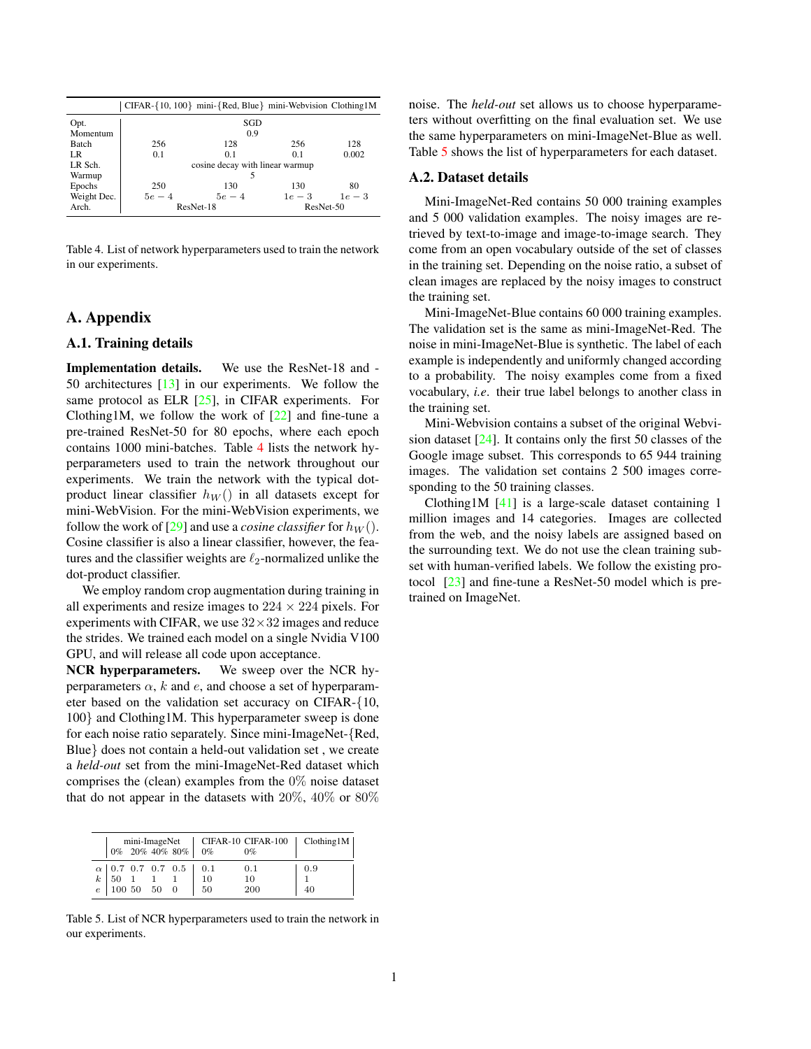| | CIFAR-{10, 100} | mini-{Red, Blue} | mini-Webvision | Clothing1M |
|---|---|---|---|---|
| Opt. | SGD | | | |
| Momentum | 0.9 | | | |
| Batch | 256 | 128 | 256 | 128 |
| LR | 0.1 | 0.1 | 0.1 | 0.002 |
| LR Sch. | cosine decay with linear warmup | | | |
| Warmup | 5 | | | |
| Epochs | 250 | 130 | 130 | 80 |
| Weight Dec. | $5e-4$ | $5e-4$ | $1e-3$ | $1e-3$ |
| Arch. | ResNet-18 | | ResNet-50 | |

Table 4. List of network hyperparameters used to train the network in our experiments.

# A. Appendix

## A.1. Training details

**Implementation details.** We use the ResNet-18 and -50 architectures [13] in our experiments. We follow the same protocol as ELR [25], in CIFAR experiments. For Clothing1M, we follow the work of [22] and fine-tune a pre-trained ResNet-50 for 80 epochs, where each epoch contains 1000 mini-batches. Table 4 lists the network hyperparameters used to train the network throughout our experiments. We train the network with the typical dot-product linear classifier $h_W()$ in all datasets except for mini-WebVision. For the mini-WebVision experiments, we follow the work of [29] and use a *cosine classifier* for $h_W()$. Cosine classifier is also a linear classifier, however, the features and the classifier weights are $\ell_2$-normalized unlike the dot-product classifier.

We employ random crop augmentation during training in all experiments and resize images to $224 \times 224$ pixels. For experiments with CIFAR, we use $32 \times 32$ images and reduce the strides. We trained each model on a single Nvidia V100 GPU, and will release all code upon acceptance.

**NCR hyperparameters.** We sweep over the NCR hyperparameters $\alpha$, $k$ and $e$, and choose a set of hyperparameter based on the validation set accuracy on CIFAR-{10, 100} and Clothing1M. This hyperparameter sweep is done for each noise ratio separately. Since mini-ImageNet-{Red, Blue} does not contain a held-out validation set , we create a *held-out* set from the mini-ImageNet-Red dataset which comprises the (clean) examples from the 0% noise dataset that do not appear in the datasets with 20%, 40% or 80% noise. The *held-out* set allows us to choose hyperparameters without overfitting on the final evaluation set. We use the same hyperparameters on mini-ImageNet-Blue as well. Table 5 shows the list of hyperparameters for each dataset.

| | mini-ImageNet | | | | CIFAR-10 | CIFAR-100 | Clothing1M |
|---|---|---|---|---|---|---|---|
| | 0% | 20% | 40% | 80% | 0% | 0% | |
| $\alpha$ | 0.7 | 0.7 | 0.7 | 0.5 | 0.1 | 0.1 | 0.9 |
| $k$ | 50 | 1 | 1 | 1 | 10 | 10 | 1 |
| $e$ | 100 | 50 | 50 | 0 | 50 | 200 | 40 |

Table 5. List of NCR hyperparameters used to train the network in our experiments.

## A.2. Dataset details

Mini-ImageNet-Red contains 50 000 training examples and 5 000 validation examples. The noisy images are retrieved by text-to-image and image-to-image search. They come from an open vocabulary outside of the set of classes in the training set. Depending on the noise ratio, a subset of clean images are replaced by the noisy images to construct the training set.

Mini-ImageNet-Blue contains 60 000 training examples. The validation set is the same as mini-ImageNet-Red. The noise in mini-ImageNet-Blue is synthetic. The label of each example is independently and uniformly changed according to a probability. The noisy examples come from a fixed vocabulary, *i.e.* their true label belongs to another class in the training set.

Mini-Webvision contains a subset of the original Webvision dataset [24]. It contains only the first 50 classes of the Google image subset. This corresponds to 65 944 training images. The validation set contains 2 500 images corresponding to the 50 training classes.

Clothing1M [41] is a large-scale dataset containing 1 million images and 14 categories. Images are collected from the web, and the noisy labels are assigned based on the surrounding text. We do not use the clean training subset with human-verified labels. We follow the existing protocol [23] and fine-tune a ResNet-50 model which is pre-trained on ImageNet.